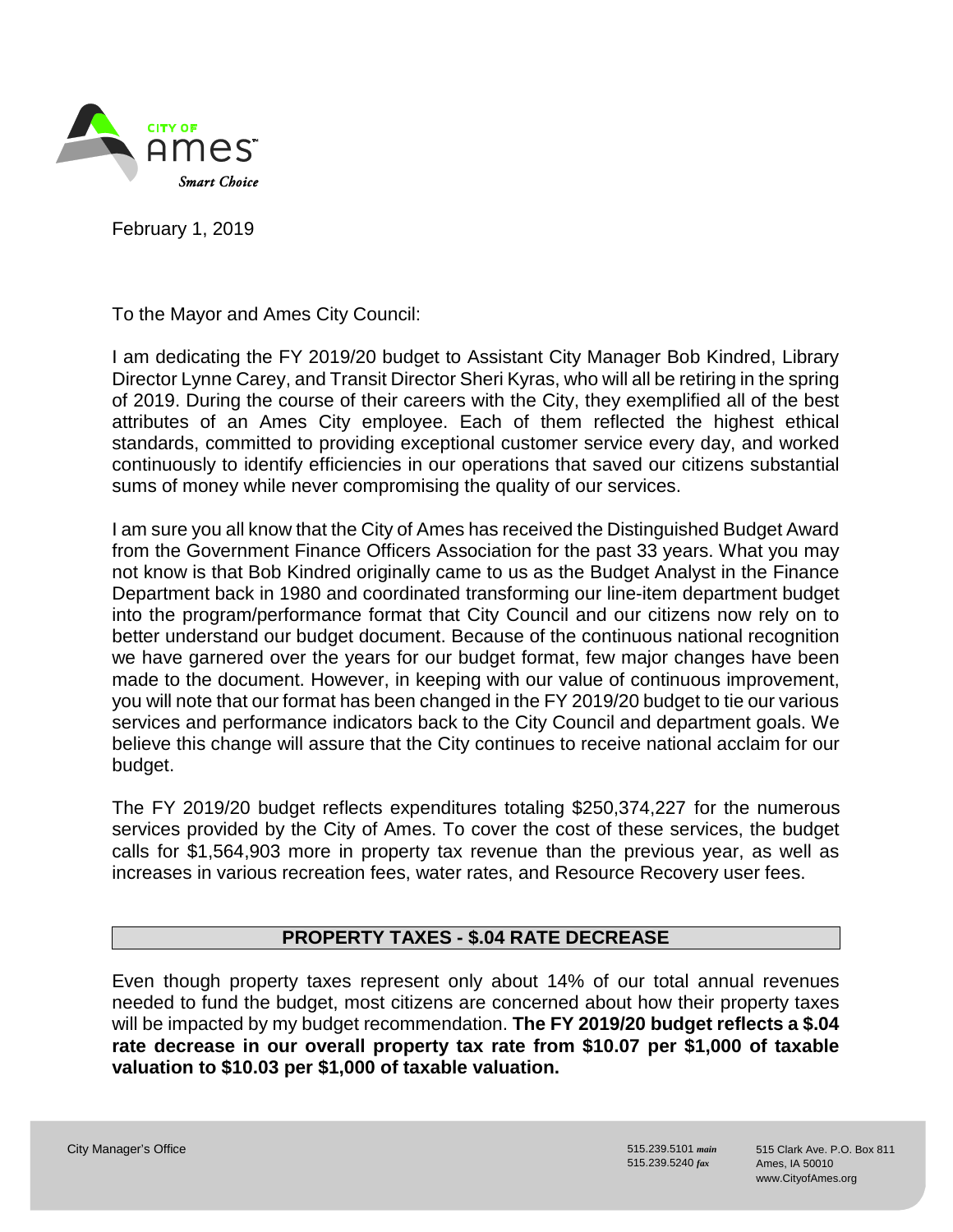February 1, 2019

To the Mayor and Ames City Council:

I am dedicating the FY 2019/20 budget to Assistant City Manager Bob Kindred, Library Director Lynne Carey, and Transit Director Sheri Kyras, who will all be retiring in the spring of 2019. During the course of their careers with the City, they exemplified all of the best attributes of an Ames City employee. Each of them reflected the highest ethical standards, committed to providing exceptional customer service every day, and worked continuously to identify efficiencies in our operations that saved our citizens substantial sums of money while never compromising the quality of our services.

I am sure you all know that the City of Ames has received the Distinguished Budget Award from the Government Finance Officers Association for the past 33 years. What you may not know is that Bob Kindred originally came to us as the Budget Analyst in the Finance Department back in 1980 and coordinated transforming our line-item department budget into the program/performance format that City Council and our citizens now rely on to better understand our budget document. Because of the continuous national recognition we have garnered over the years for our budget format, few major changes have been made to the document. However, in keeping with our value of continuous improvement, you will note that our format has been changed in the FY 2019/20 budget to tie our various services and performance indicators back to the City Council and department goals. We believe this change will assure that the City continues to receive national acclaim for our budget.

The FY 2019/20 budget reflects expenditures totaling $250,374,227 for the numerous services provided by the City of Ames. To cover the cost of these services, the budget calls for $1,564,903 more in property tax revenue than the previous year, as well as increases in various recreation fees, water rates, and Resource Recovery user fees.

## PROPERTY TAXES - $.04 RATE DECREASE

Even though property taxes represent only about 14% of our total annual revenues needed to fund the budget, most citizens are concerned about how their property taxes will be impacted by my budget recommendation. **The FY 2019/20 budget reflects a $.04 rate decrease in our overall property tax rate from $10.07 per $1,000 of taxable valuation to $10.03 per $1,000 of taxable valuation.**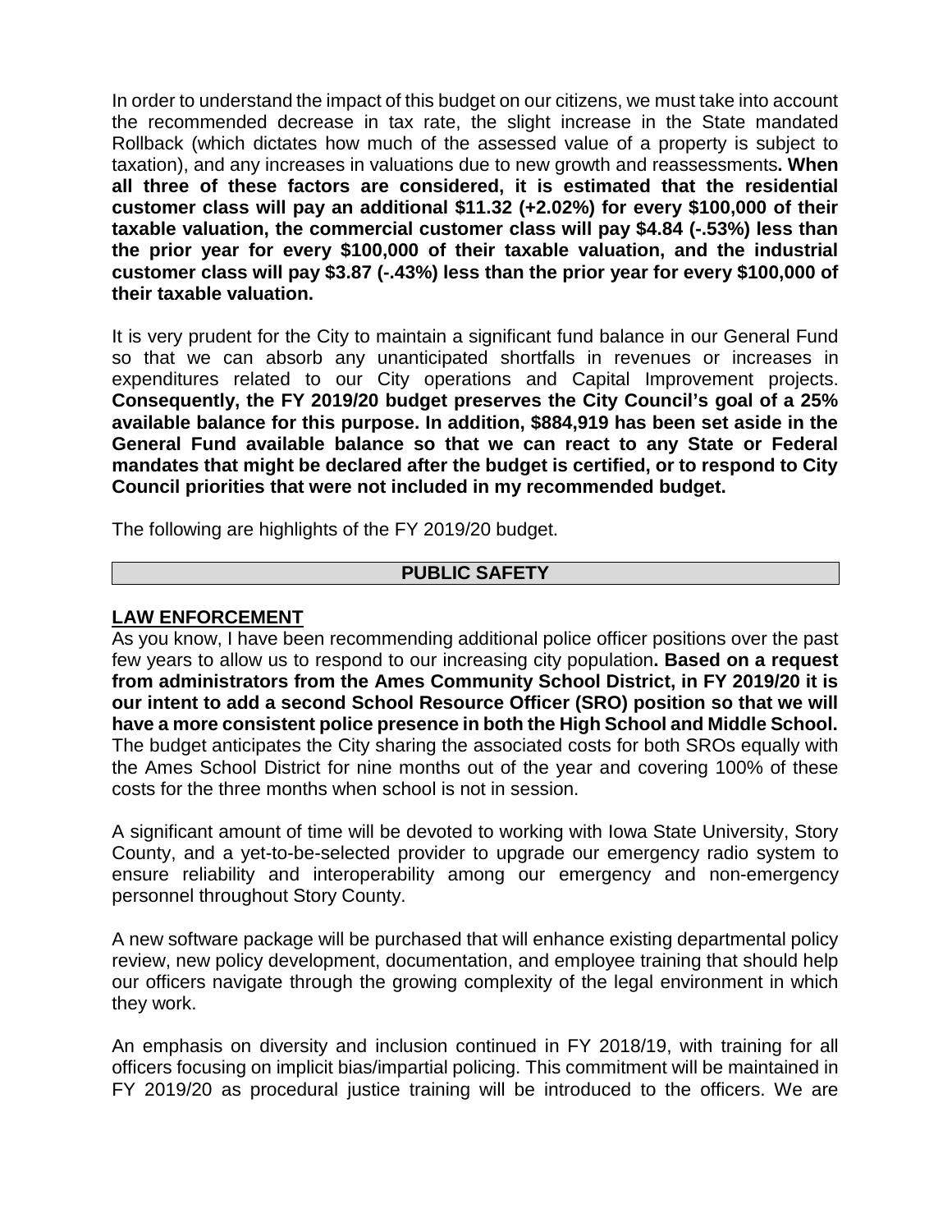In order to understand the impact of this budget on our citizens, we must take into account the recommended decrease in tax rate, the slight increase in the State mandated Rollback (which dictates how much of the assessed value of a property is subject to taxation), and any increases in valuations due to new growth and reassessments**. When all three of these factors are considered, it is estimated that the residential customer class will pay an additional $11.32 (+2.02%) for every $100,000 of their taxable valuation, the commercial customer class will pay $4.84 (-.53%) less than the prior year for every $100,000 of their taxable valuation, and the industrial customer class will pay $3.87 (-.43%) less than the prior year for every $100,000 of their taxable valuation.**

It is very prudent for the City to maintain a significant fund balance in our General Fund so that we can absorb any unanticipated shortfalls in revenues or increases in expenditures related to our City operations and Capital Improvement projects. **Consequently, the FY 2019/20 budget preserves the City Council's goal of a 25% available balance for this purpose. In addition, $884,919 has been set aside in the General Fund available balance so that we can react to any State or Federal mandates that might be declared after the budget is certified, or to respond to City Council priorities that were not included in my recommended budget.**

The following are highlights of the FY 2019/20 budget.

## PUBLIC SAFETY

### LAW ENFORCEMENT

As you know, I have been recommending additional police officer positions over the past few years to allow us to respond to our increasing city population**. Based on a request from administrators from the Ames Community School District, in FY 2019/20 it is our intent to add a second School Resource Officer (SRO) position so that we will have a more consistent police presence in both the High School and Middle School.** The budget anticipates the City sharing the associated costs for both SROs equally with the Ames School District for nine months out of the year and covering 100% of these costs for the three months when school is not in session.

A significant amount of time will be devoted to working with Iowa State University, Story County, and a yet-to-be-selected provider to upgrade our emergency radio system to ensure reliability and interoperability among our emergency and non-emergency personnel throughout Story County.

A new software package will be purchased that will enhance existing departmental policy review, new policy development, documentation, and employee training that should help our officers navigate through the growing complexity of the legal environment in which they work.

An emphasis on diversity and inclusion continued in FY 2018/19, with training for all officers focusing on implicit bias/impartial policing. This commitment will be maintained in FY 2019/20 as procedural justice training will be introduced to the officers. We are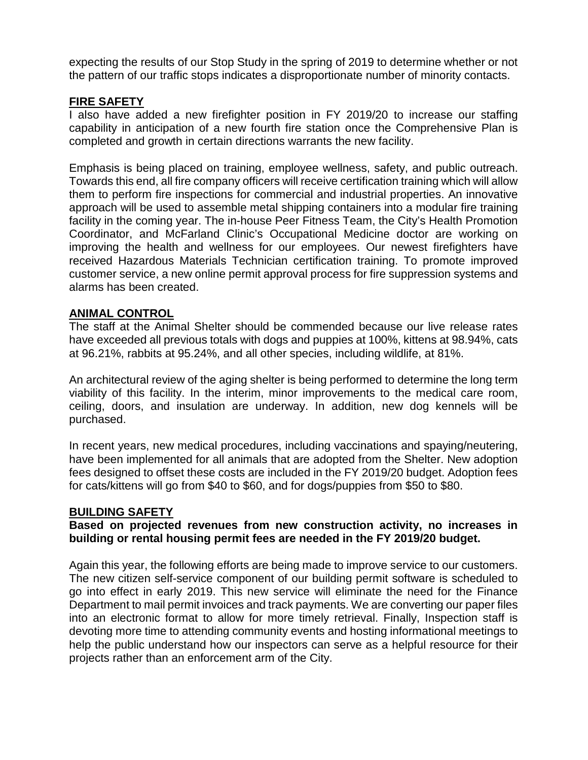expecting the results of our Stop Study in the spring of 2019 to determine whether or not the pattern of our traffic stops indicates a disproportionate number of minority contacts.

## FIRE SAFETY

I also have added a new firefighter position in FY 2019/20 to increase our staffing capability in anticipation of a new fourth fire station once the Comprehensive Plan is completed and growth in certain directions warrants the new facility.

Emphasis is being placed on training, employee wellness, safety, and public outreach. Towards this end, all fire company officers will receive certification training which will allow them to perform fire inspections for commercial and industrial properties. An innovative approach will be used to assemble metal shipping containers into a modular fire training facility in the coming year. The in-house Peer Fitness Team, the City's Health Promotion Coordinator, and McFarland Clinic's Occupational Medicine doctor are working on improving the health and wellness for our employees. Our newest firefighters have received Hazardous Materials Technician certification training. To promote improved customer service, a new online permit approval process for fire suppression systems and alarms has been created.

## ANIMAL CONTROL

The staff at the Animal Shelter should be commended because our live release rates have exceeded all previous totals with dogs and puppies at 100%, kittens at 98.94%, cats at 96.21%, rabbits at 95.24%, and all other species, including wildlife, at 81%.

An architectural review of the aging shelter is being performed to determine the long term viability of this facility. In the interim, minor improvements to the medical care room, ceiling, doors, and insulation are underway. In addition, new dog kennels will be purchased.

In recent years, new medical procedures, including vaccinations and spaying/neutering, have been implemented for all animals that are adopted from the Shelter. New adoption fees designed to offset these costs are included in the FY 2019/20 budget. Adoption fees for cats/kittens will go from $40 to $60, and for dogs/puppies from $50 to $80.

## BUILDING SAFETY

**Based on projected revenues from new construction activity, no increases in building or rental housing permit fees are needed in the FY 2019/20 budget.**

Again this year, the following efforts are being made to improve service to our customers. The new citizen self-service component of our building permit software is scheduled to go into effect in early 2019. This new service will eliminate the need for the Finance Department to mail permit invoices and track payments. We are converting our paper files into an electronic format to allow for more timely retrieval. Finally, Inspection staff is devoting more time to attending community events and hosting informational meetings to help the public understand how our inspectors can serve as a helpful resource for their projects rather than an enforcement arm of the City.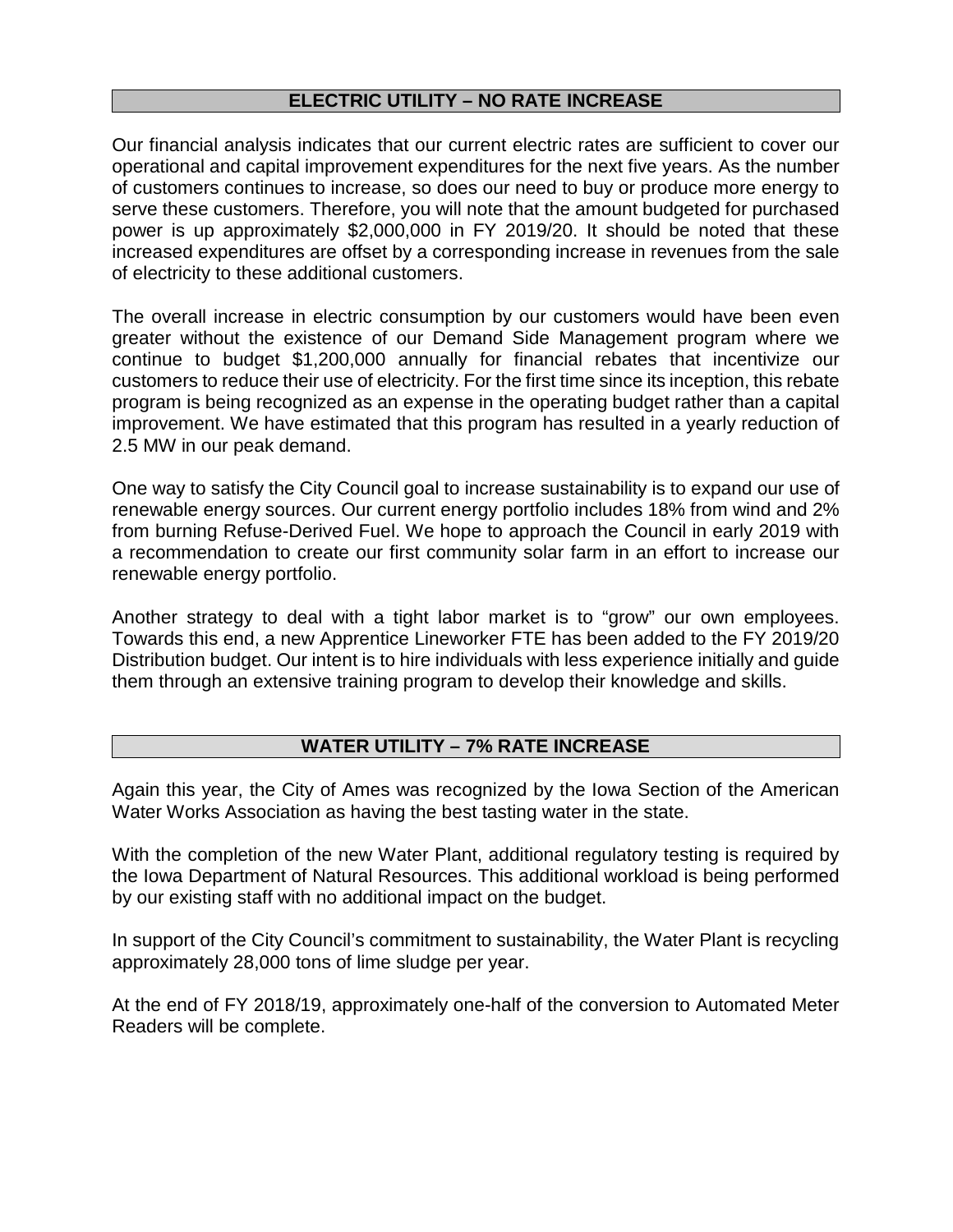## ELECTRIC UTILITY – NO RATE INCREASE

Our financial analysis indicates that our current electric rates are sufficient to cover our operational and capital improvement expenditures for the next five years. As the number of customers continues to increase, so does our need to buy or produce more energy to serve these customers. Therefore, you will note that the amount budgeted for purchased power is up approximately $2,000,000 in FY 2019/20. It should be noted that these increased expenditures are offset by a corresponding increase in revenues from the sale of electricity to these additional customers.

The overall increase in electric consumption by our customers would have been even greater without the existence of our Demand Side Management program where we continue to budget $1,200,000 annually for financial rebates that incentivize our customers to reduce their use of electricity. For the first time since its inception, this rebate program is being recognized as an expense in the operating budget rather than a capital improvement. We have estimated that this program has resulted in a yearly reduction of 2.5 MW in our peak demand.

One way to satisfy the City Council goal to increase sustainability is to expand our use of renewable energy sources. Our current energy portfolio includes 18% from wind and 2% from burning Refuse-Derived Fuel. We hope to approach the Council in early 2019 with a recommendation to create our first community solar farm in an effort to increase our renewable energy portfolio.

Another strategy to deal with a tight labor market is to "grow" our own employees. Towards this end, a new Apprentice Lineworker FTE has been added to the FY 2019/20 Distribution budget. Our intent is to hire individuals with less experience initially and guide them through an extensive training program to develop their knowledge and skills.

## WATER UTILITY – 7% RATE INCREASE

Again this year, the City of Ames was recognized by the Iowa Section of the American Water Works Association as having the best tasting water in the state.

With the completion of the new Water Plant, additional regulatory testing is required by the Iowa Department of Natural Resources. This additional workload is being performed by our existing staff with no additional impact on the budget.

In support of the City Council's commitment to sustainability, the Water Plant is recycling approximately 28,000 tons of lime sludge per year.

At the end of FY 2018/19, approximately one-half of the conversion to Automated Meter Readers will be complete.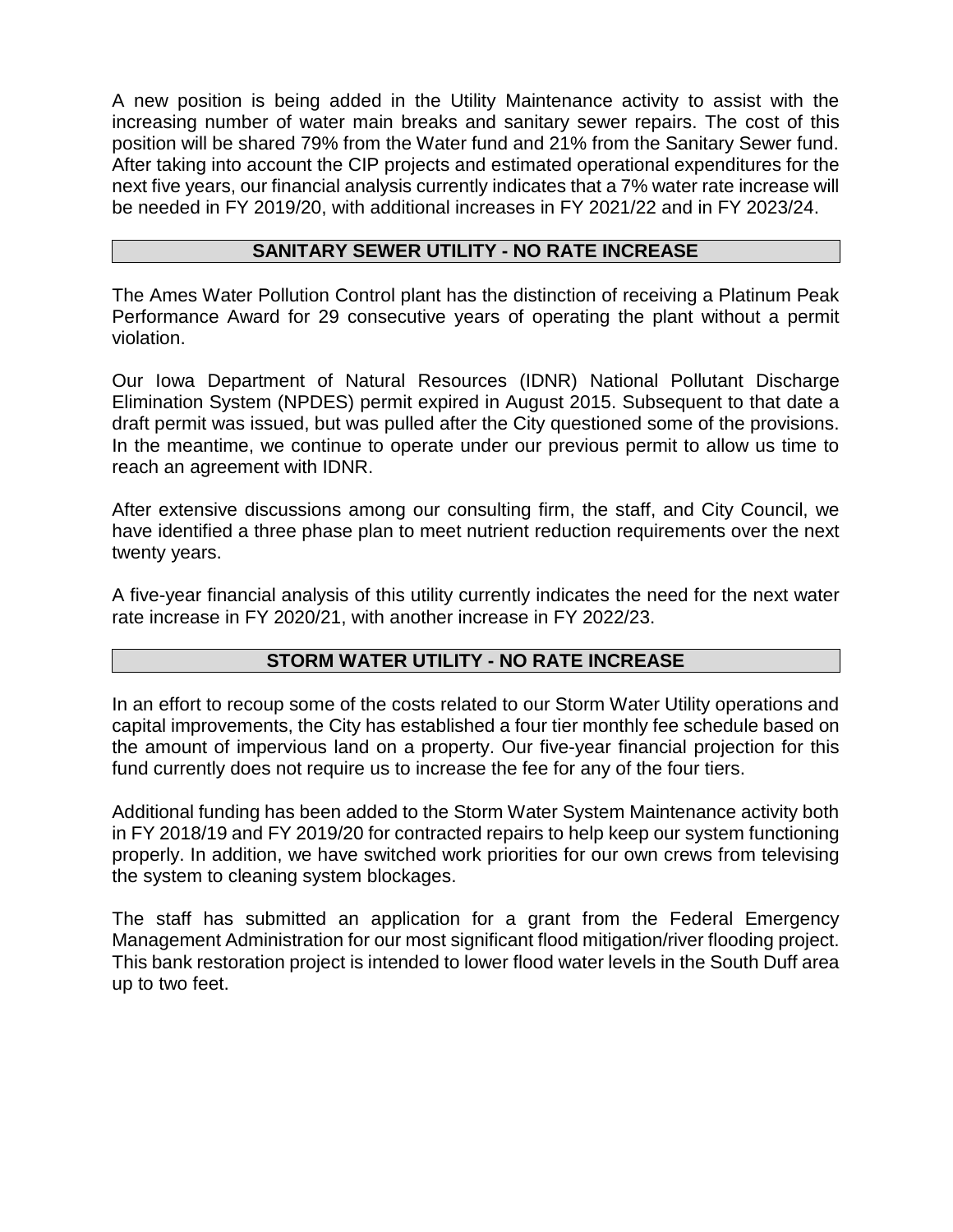A new position is being added in the Utility Maintenance activity to assist with the increasing number of water main breaks and sanitary sewer repairs. The cost of this position will be shared 79% from the Water fund and 21% from the Sanitary Sewer fund. After taking into account the CIP projects and estimated operational expenditures for the next five years, our financial analysis currently indicates that a 7% water rate increase will be needed in FY 2019/20, with additional increases in FY 2021/22 and in FY 2023/24.

## SANITARY SEWER UTILITY - NO RATE INCREASE

The Ames Water Pollution Control plant has the distinction of receiving a Platinum Peak Performance Award for 29 consecutive years of operating the plant without a permit violation.

Our Iowa Department of Natural Resources (IDNR) National Pollutant Discharge Elimination System (NPDES) permit expired in August 2015. Subsequent to that date a draft permit was issued, but was pulled after the City questioned some of the provisions. In the meantime, we continue to operate under our previous permit to allow us time to reach an agreement with IDNR.

After extensive discussions among our consulting firm, the staff, and City Council, we have identified a three phase plan to meet nutrient reduction requirements over the next twenty years.

A five-year financial analysis of this utility currently indicates the need for the next water rate increase in FY 2020/21, with another increase in FY 2022/23.

## STORM WATER UTILITY - NO RATE INCREASE

In an effort to recoup some of the costs related to our Storm Water Utility operations and capital improvements, the City has established a four tier monthly fee schedule based on the amount of impervious land on a property. Our five-year financial projection for this fund currently does not require us to increase the fee for any of the four tiers.

Additional funding has been added to the Storm Water System Maintenance activity both in FY 2018/19 and FY 2019/20 for contracted repairs to help keep our system functioning properly. In addition, we have switched work priorities for our own crews from televising the system to cleaning system blockages.

The staff has submitted an application for a grant from the Federal Emergency Management Administration for our most significant flood mitigation/river flooding project. This bank restoration project is intended to lower flood water levels in the South Duff area up to two feet.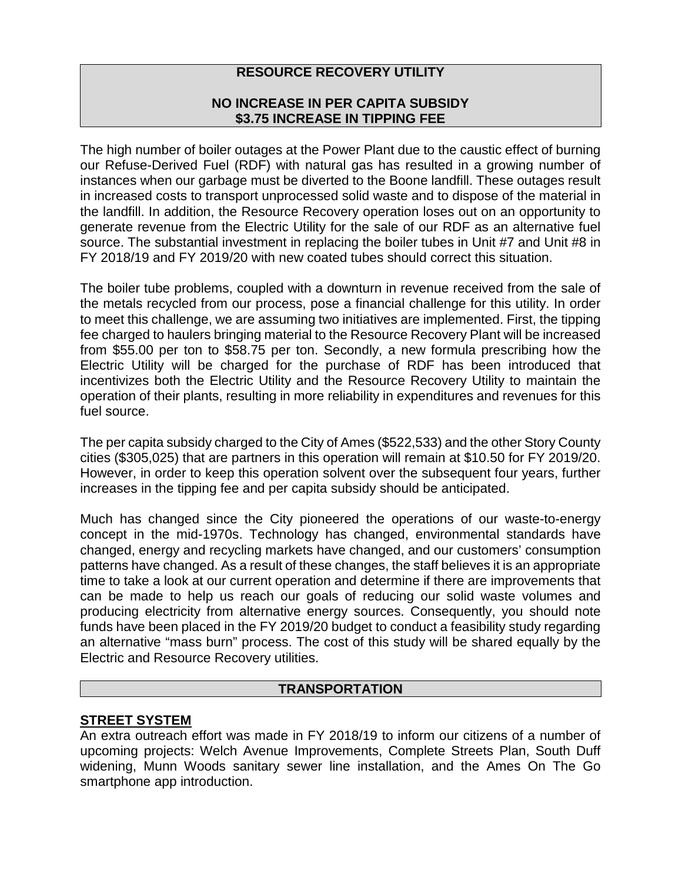## RESOURCE RECOVERY UTILITY

**NO INCREASE IN PER CAPITA SUBSIDY**
**$3.75 INCREASE IN TIPPING FEE**

The high number of boiler outages at the Power Plant due to the caustic effect of burning our Refuse-Derived Fuel (RDF) with natural gas has resulted in a growing number of instances when our garbage must be diverted to the Boone landfill. These outages result in increased costs to transport unprocessed solid waste and to dispose of the material in the landfill. In addition, the Resource Recovery operation loses out on an opportunity to generate revenue from the Electric Utility for the sale of our RDF as an alternative fuel source. The substantial investment in replacing the boiler tubes in Unit #7 and Unit #8 in FY 2018/19 and FY 2019/20 with new coated tubes should correct this situation.

The boiler tube problems, coupled with a downturn in revenue received from the sale of the metals recycled from our process, pose a financial challenge for this utility. In order to meet this challenge, we are assuming two initiatives are implemented. First, the tipping fee charged to haulers bringing material to the Resource Recovery Plant will be increased from $55.00 per ton to $58.75 per ton. Secondly, a new formula prescribing how the Electric Utility will be charged for the purchase of RDF has been introduced that incentivizes both the Electric Utility and the Resource Recovery Utility to maintain the operation of their plants, resulting in more reliability in expenditures and revenues for this fuel source.

The per capita subsidy charged to the City of Ames ($522,533) and the other Story County cities ($305,025) that are partners in this operation will remain at $10.50 for FY 2019/20. However, in order to keep this operation solvent over the subsequent four years, further increases in the tipping fee and per capita subsidy should be anticipated.

Much has changed since the City pioneered the operations of our waste-to-energy concept in the mid-1970s. Technology has changed, environmental standards have changed, energy and recycling markets have changed, and our customers' consumption patterns have changed. As a result of these changes, the staff believes it is an appropriate time to take a look at our current operation and determine if there are improvements that can be made to help us reach our goals of reducing our solid waste volumes and producing electricity from alternative energy sources. Consequently, you should note funds have been placed in the FY 2019/20 budget to conduct a feasibility study regarding an alternative "mass burn" process. The cost of this study will be shared equally by the Electric and Resource Recovery utilities.

## TRANSPORTATION

### STREET SYSTEM

An extra outreach effort was made in FY 2018/19 to inform our citizens of a number of upcoming projects: Welch Avenue Improvements, Complete Streets Plan, South Duff widening, Munn Woods sanitary sewer line installation, and the Ames On The Go smartphone app introduction.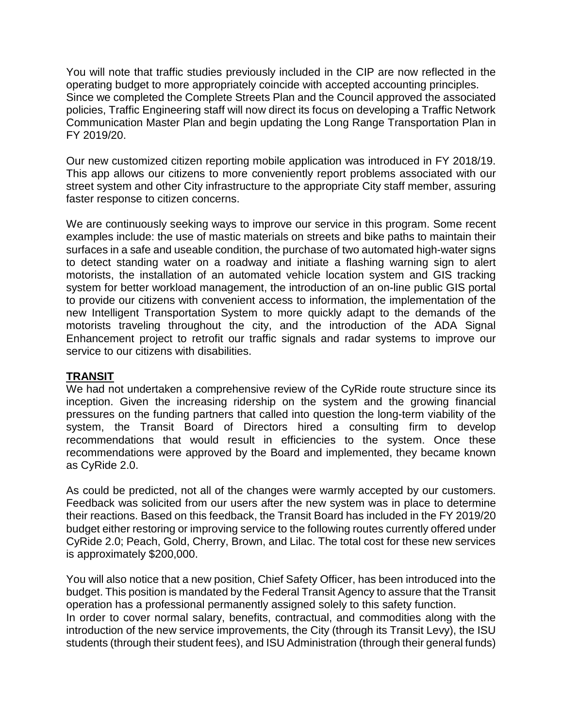You will note that traffic studies previously included in the CIP are now reflected in the operating budget to more appropriately coincide with accepted accounting principles. Since we completed the Complete Streets Plan and the Council approved the associated policies, Traffic Engineering staff will now direct its focus on developing a Traffic Network Communication Master Plan and begin updating the Long Range Transportation Plan in FY 2019/20.

Our new customized citizen reporting mobile application was introduced in FY 2018/19. This app allows our citizens to more conveniently report problems associated with our street system and other City infrastructure to the appropriate City staff member, assuring faster response to citizen concerns.

We are continuously seeking ways to improve our service in this program. Some recent examples include: the use of mastic materials on streets and bike paths to maintain their surfaces in a safe and useable condition, the purchase of two automated high-water signs to detect standing water on a roadway and initiate a flashing warning sign to alert motorists, the installation of an automated vehicle location system and GIS tracking system for better workload management, the introduction of an on-line public GIS portal to provide our citizens with convenient access to information, the implementation of the new Intelligent Transportation System to more quickly adapt to the demands of the motorists traveling throughout the city, and the introduction of the ADA Signal Enhancement project to retrofit our traffic signals and radar systems to improve our service to our citizens with disabilities.

## TRANSIT

We had not undertaken a comprehensive review of the CyRide route structure since its inception. Given the increasing ridership on the system and the growing financial pressures on the funding partners that called into question the long-term viability of the system, the Transit Board of Directors hired a consulting firm to develop recommendations that would result in efficiencies to the system. Once these recommendations were approved by the Board and implemented, they became known as CyRide 2.0.

As could be predicted, not all of the changes were warmly accepted by our customers. Feedback was solicited from our users after the new system was in place to determine their reactions. Based on this feedback, the Transit Board has included in the FY 2019/20 budget either restoring or improving service to the following routes currently offered under CyRide 2.0; Peach, Gold, Cherry, Brown, and Lilac. The total cost for these new services is approximately $200,000.

You will also notice that a new position, Chief Safety Officer, has been introduced into the budget. This position is mandated by the Federal Transit Agency to assure that the Transit operation has a professional permanently assigned solely to this safety function. In order to cover normal salary, benefits, contractual, and commodities along with the introduction of the new service improvements, the City (through its Transit Levy), the ISU students (through their student fees), and ISU Administration (through their general funds)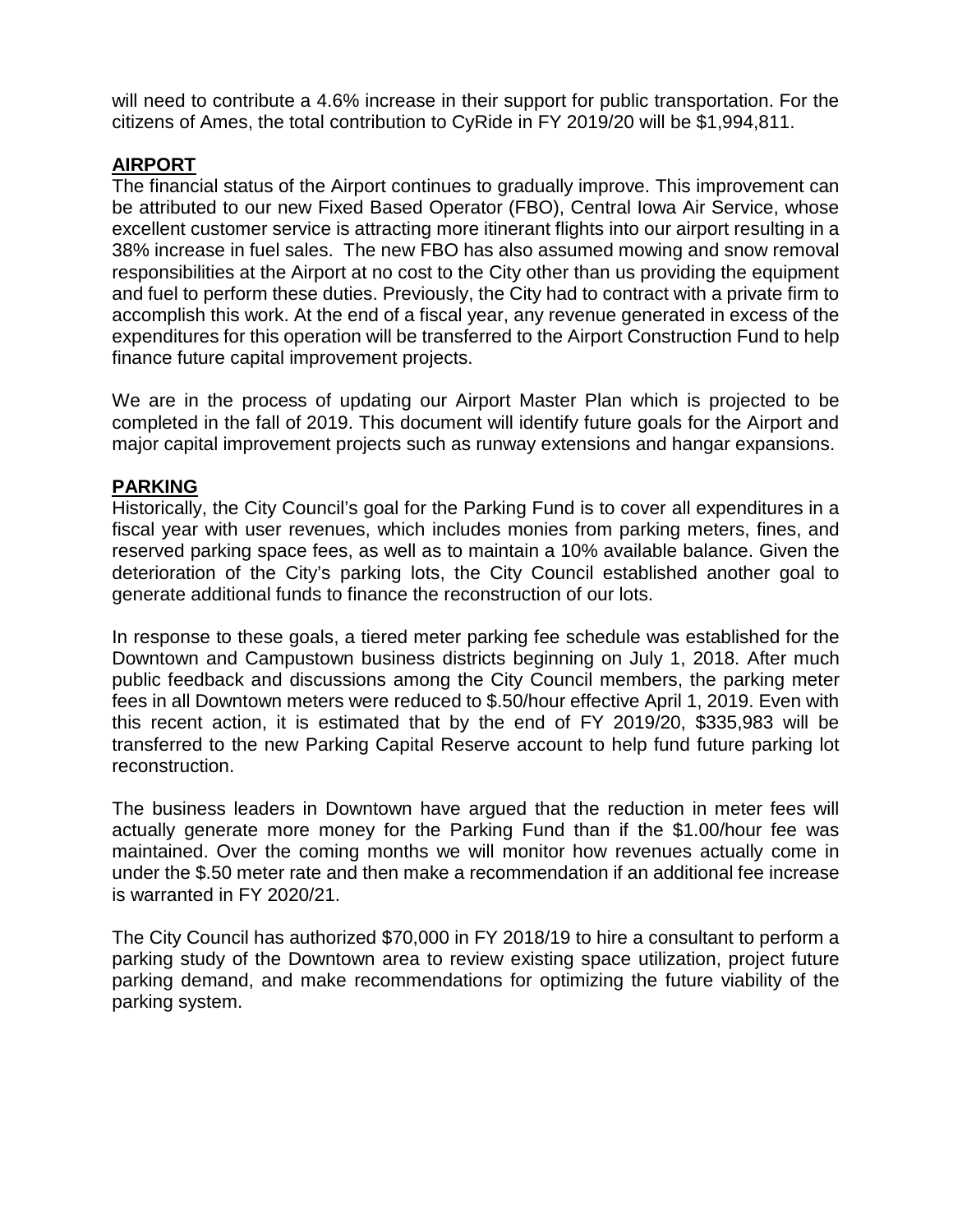will need to contribute a 4.6% increase in their support for public transportation. For the citizens of Ames, the total contribution to CyRide in FY 2019/20 will be $1,994,811.

## AIRPORT

The financial status of the Airport continues to gradually improve. This improvement can be attributed to our new Fixed Based Operator (FBO), Central Iowa Air Service, whose excellent customer service is attracting more itinerant flights into our airport resulting in a 38% increase in fuel sales. The new FBO has also assumed mowing and snow removal responsibilities at the Airport at no cost to the City other than us providing the equipment and fuel to perform these duties. Previously, the City had to contract with a private firm to accomplish this work. At the end of a fiscal year, any revenue generated in excess of the expenditures for this operation will be transferred to the Airport Construction Fund to help finance future capital improvement projects.

We are in the process of updating our Airport Master Plan which is projected to be completed in the fall of 2019. This document will identify future goals for the Airport and major capital improvement projects such as runway extensions and hangar expansions.

## PARKING

Historically, the City Council's goal for the Parking Fund is to cover all expenditures in a fiscal year with user revenues, which includes monies from parking meters, fines, and reserved parking space fees, as well as to maintain a 10% available balance. Given the deterioration of the City's parking lots, the City Council established another goal to generate additional funds to finance the reconstruction of our lots.

In response to these goals, a tiered meter parking fee schedule was established for the Downtown and Campustown business districts beginning on July 1, 2018. After much public feedback and discussions among the City Council members, the parking meter fees in all Downtown meters were reduced to $.50/hour effective April 1, 2019. Even with this recent action, it is estimated that by the end of FY 2019/20, $335,983 will be transferred to the new Parking Capital Reserve account to help fund future parking lot reconstruction.

The business leaders in Downtown have argued that the reduction in meter fees will actually generate more money for the Parking Fund than if the $1.00/hour fee was maintained. Over the coming months we will monitor how revenues actually come in under the $.50 meter rate and then make a recommendation if an additional fee increase is warranted in FY 2020/21.

The City Council has authorized $70,000 in FY 2018/19 to hire a consultant to perform a parking study of the Downtown area to review existing space utilization, project future parking demand, and make recommendations for optimizing the future viability of the parking system.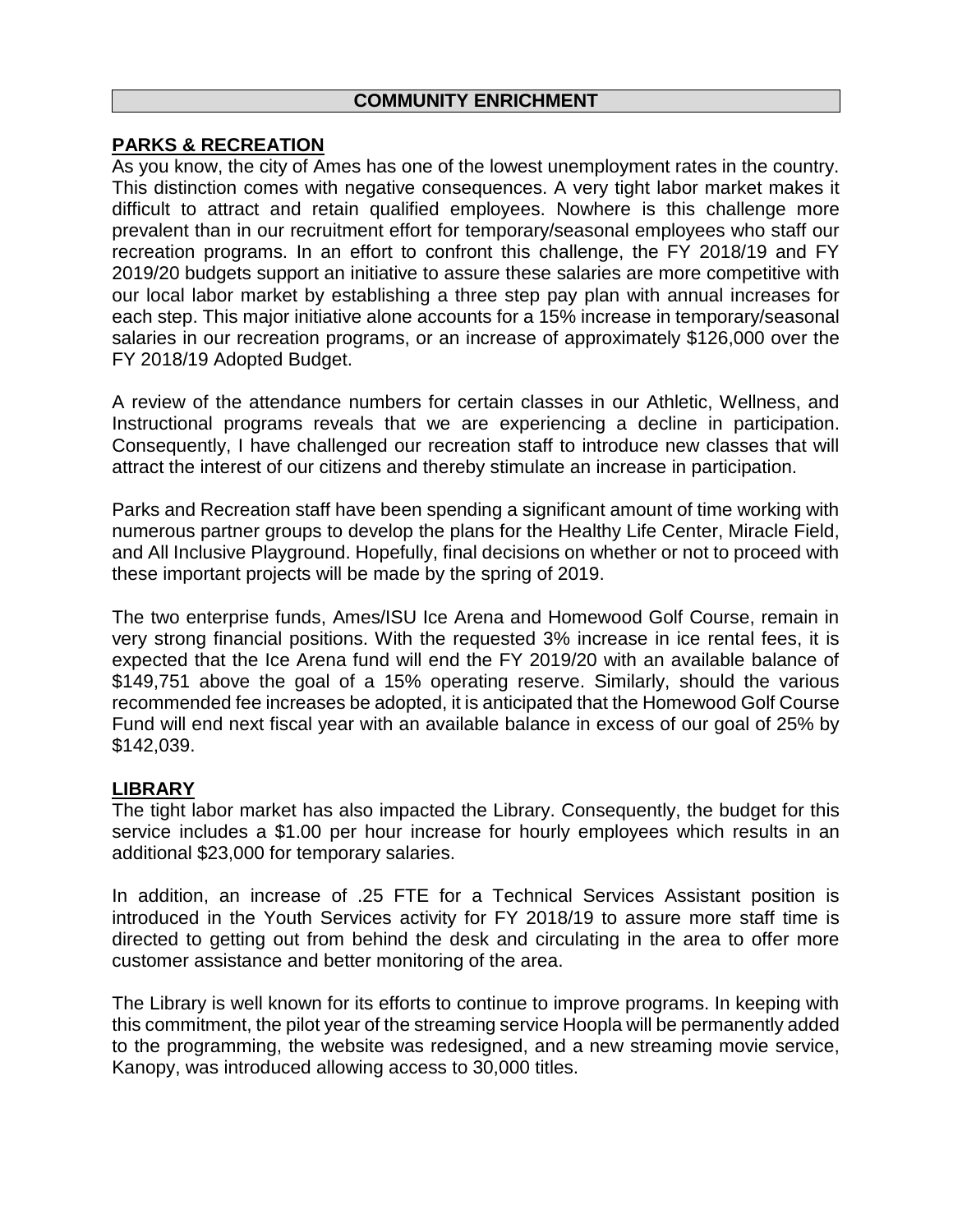## COMMUNITY ENRICHMENT

### PARKS & RECREATION

As you know, the city of Ames has one of the lowest unemployment rates in the country. This distinction comes with negative consequences. A very tight labor market makes it difficult to attract and retain qualified employees. Nowhere is this challenge more prevalent than in our recruitment effort for temporary/seasonal employees who staff our recreation programs. In an effort to confront this challenge, the FY 2018/19 and FY 2019/20 budgets support an initiative to assure these salaries are more competitive with our local labor market by establishing a three step pay plan with annual increases for each step. This major initiative alone accounts for a 15% increase in temporary/seasonal salaries in our recreation programs, or an increase of approximately $126,000 over the FY 2018/19 Adopted Budget.

A review of the attendance numbers for certain classes in our Athletic, Wellness, and Instructional programs reveals that we are experiencing a decline in participation. Consequently, I have challenged our recreation staff to introduce new classes that will attract the interest of our citizens and thereby stimulate an increase in participation.

Parks and Recreation staff have been spending a significant amount of time working with numerous partner groups to develop the plans for the Healthy Life Center, Miracle Field, and All Inclusive Playground. Hopefully, final decisions on whether or not to proceed with these important projects will be made by the spring of 2019.

The two enterprise funds, Ames/ISU Ice Arena and Homewood Golf Course, remain in very strong financial positions. With the requested 3% increase in ice rental fees, it is expected that the Ice Arena fund will end the FY 2019/20 with an available balance of $149,751 above the goal of a 15% operating reserve. Similarly, should the various recommended fee increases be adopted, it is anticipated that the Homewood Golf Course Fund will end next fiscal year with an available balance in excess of our goal of 25% by $142,039.

### LIBRARY

The tight labor market has also impacted the Library. Consequently, the budget for this service includes a $1.00 per hour increase for hourly employees which results in an additional $23,000 for temporary salaries.

In addition, an increase of .25 FTE for a Technical Services Assistant position is introduced in the Youth Services activity for FY 2018/19 to assure more staff time is directed to getting out from behind the desk and circulating in the area to offer more customer assistance and better monitoring of the area.

The Library is well known for its efforts to continue to improve programs. In keeping with this commitment, the pilot year of the streaming service Hoopla will be permanently added to the programming, the website was redesigned, and a new streaming movie service, Kanopy, was introduced allowing access to 30,000 titles.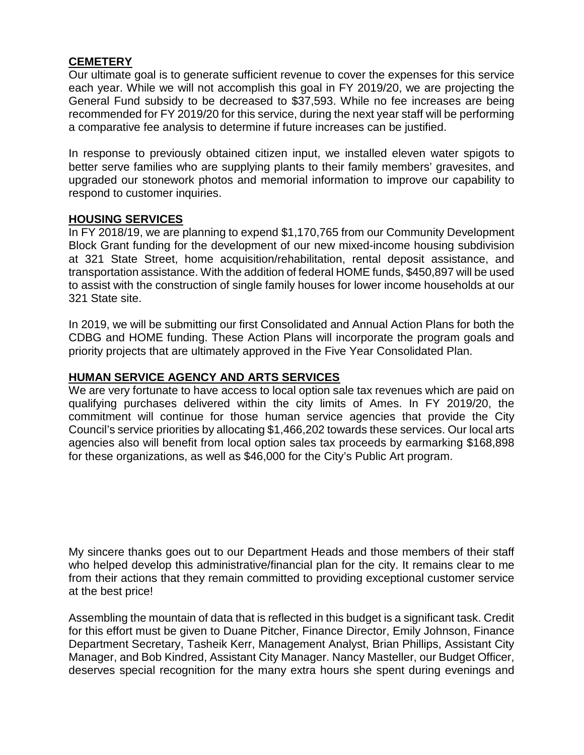## CEMETERY

Our ultimate goal is to generate sufficient revenue to cover the expenses for this service each year. While we will not accomplish this goal in FY 2019/20, we are projecting the General Fund subsidy to be decreased to $37,593. While no fee increases are being recommended for FY 2019/20 for this service, during the next year staff will be performing a comparative fee analysis to determine if future increases can be justified.

In response to previously obtained citizen input, we installed eleven water spigots to better serve families who are supplying plants to their family members' gravesites, and upgraded our stonework photos and memorial information to improve our capability to respond to customer inquiries.

## HOUSING SERVICES

In FY 2018/19, we are planning to expend $1,170,765 from our Community Development Block Grant funding for the development of our new mixed-income housing subdivision at 321 State Street, home acquisition/rehabilitation, rental deposit assistance, and transportation assistance. With the addition of federal HOME funds, $450,897 will be used to assist with the construction of single family houses for lower income households at our 321 State site.

In 2019, we will be submitting our first Consolidated and Annual Action Plans for both the CDBG and HOME funding. These Action Plans will incorporate the program goals and priority projects that are ultimately approved in the Five Year Consolidated Plan.

## HUMAN SERVICE AGENCY AND ARTS SERVICES

We are very fortunate to have access to local option sale tax revenues which are paid on qualifying purchases delivered within the city limits of Ames. In FY 2019/20, the commitment will continue for those human service agencies that provide the City Council's service priorities by allocating $1,466,202 towards these services. Our local arts agencies also will benefit from local option sales tax proceeds by earmarking $168,898 for these organizations, as well as $46,000 for the City's Public Art program.

My sincere thanks goes out to our Department Heads and those members of their staff who helped develop this administrative/financial plan for the city. It remains clear to me from their actions that they remain committed to providing exceptional customer service at the best price!

Assembling the mountain of data that is reflected in this budget is a significant task. Credit for this effort must be given to Duane Pitcher, Finance Director, Emily Johnson, Finance Department Secretary, Tasheik Kerr, Management Analyst, Brian Phillips, Assistant City Manager, and Bob Kindred, Assistant City Manager. Nancy Masteller, our Budget Officer, deserves special recognition for the many extra hours she spent during evenings and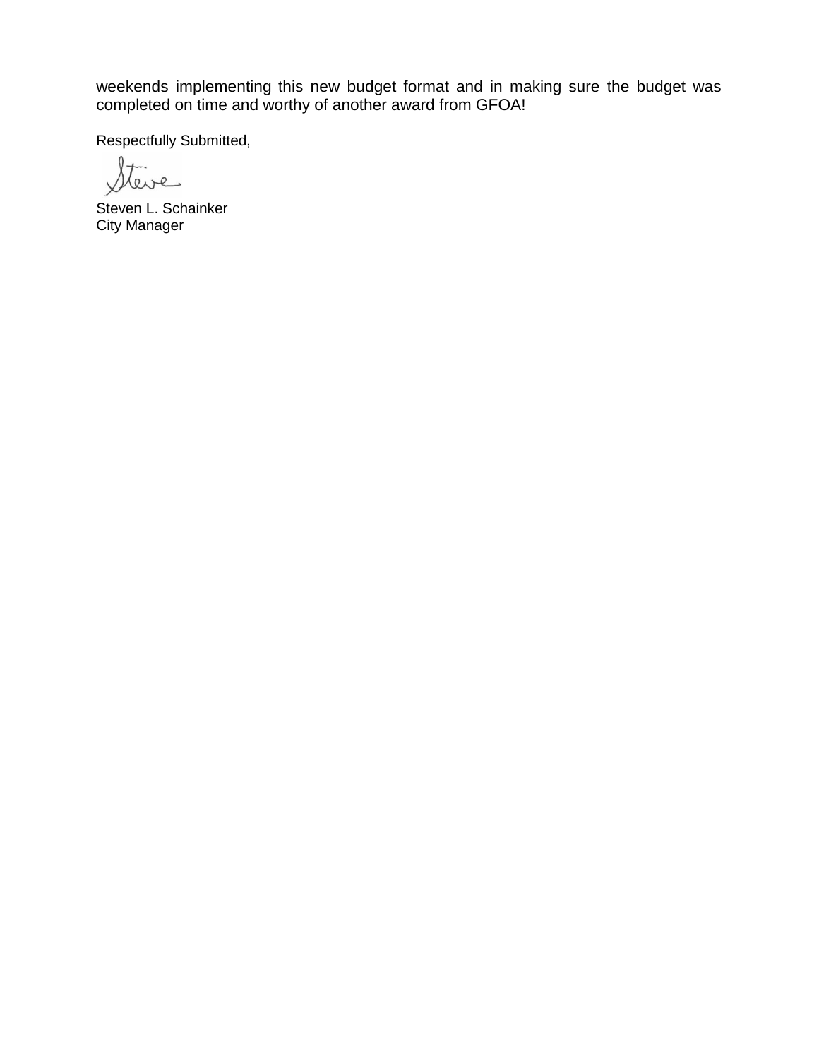weekends implementing this new budget format and in making sure the budget was completed on time and worthy of another award from GFOA!

Respectfully Submitted,

Steven L. Schainker
City Manager